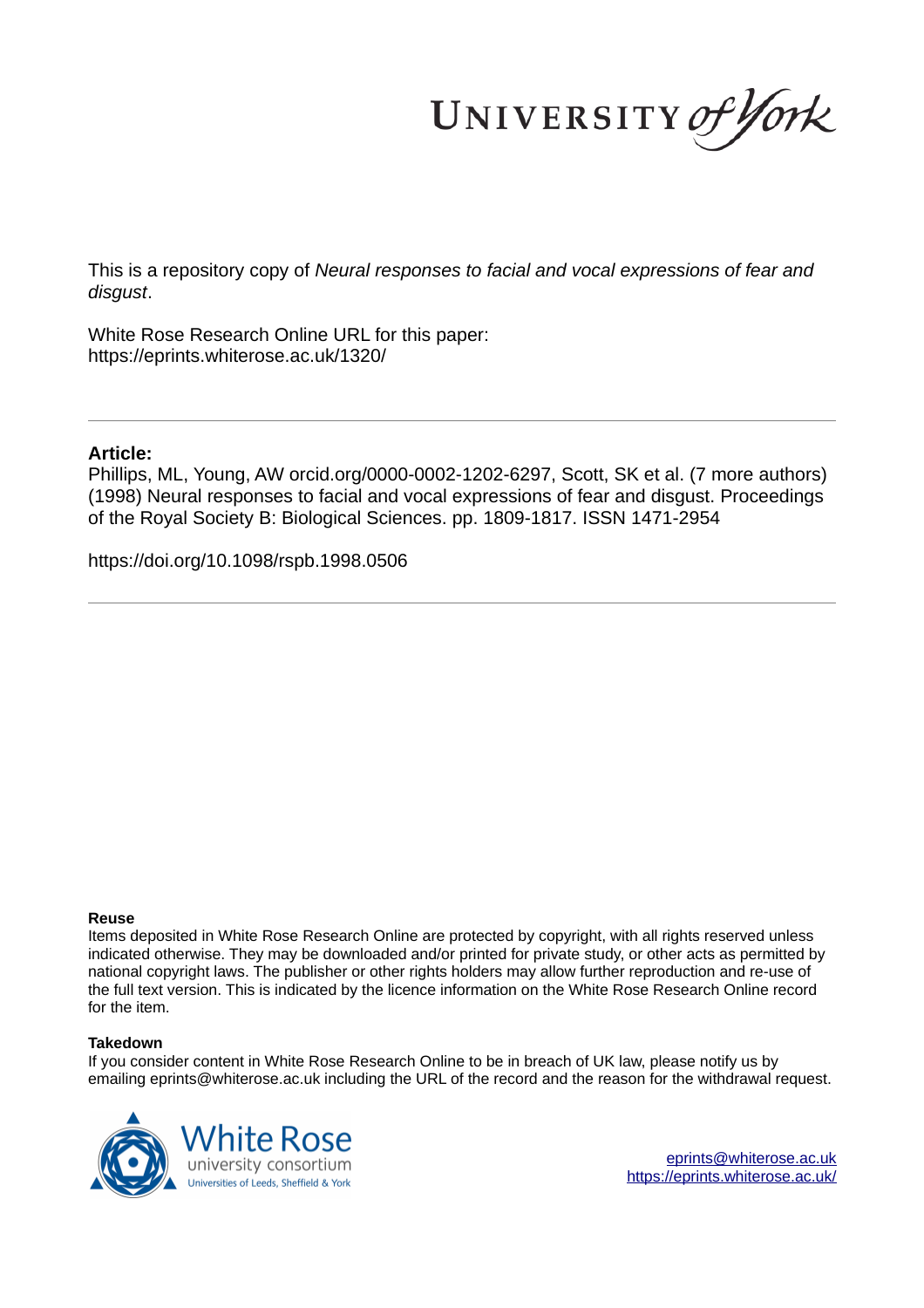This is a repository copy of *Neural responses to facial and vocal expressions of fear and disgust*.

White Rose Research Online URL for this paper:
https://eprints.whiterose.ac.uk/1320/

**Article:**

Phillips, ML, Young, AW orcid.org/0000-0002-1202-6297, Scott, SK et al. (7 more authors) (1998) Neural responses to facial and vocal expressions of fear and disgust. Proceedings of the Royal Society B: Biological Sciences. pp. 1809-1817. ISSN 1471-2954

https://doi.org/10.1098/rspb.1998.0506

**Reuse**

Items deposited in White Rose Research Online are protected by copyright, with all rights reserved unless indicated otherwise. They may be downloaded and/or printed for private study, or other acts as permitted by national copyright laws. The publisher or other rights holders may allow further reproduction and re-use of the full text version. This is indicated by the licence information on the White Rose Research Online record for the item.

**Takedown**

If you consider content in White Rose Research Online to be in breach of UK law, please notify us by emailing eprints@whiterose.ac.uk including the URL of the record and the reason for the withdrawal request.

eprints@whiterose.ac.uk
https://eprints.whiterose.ac.uk/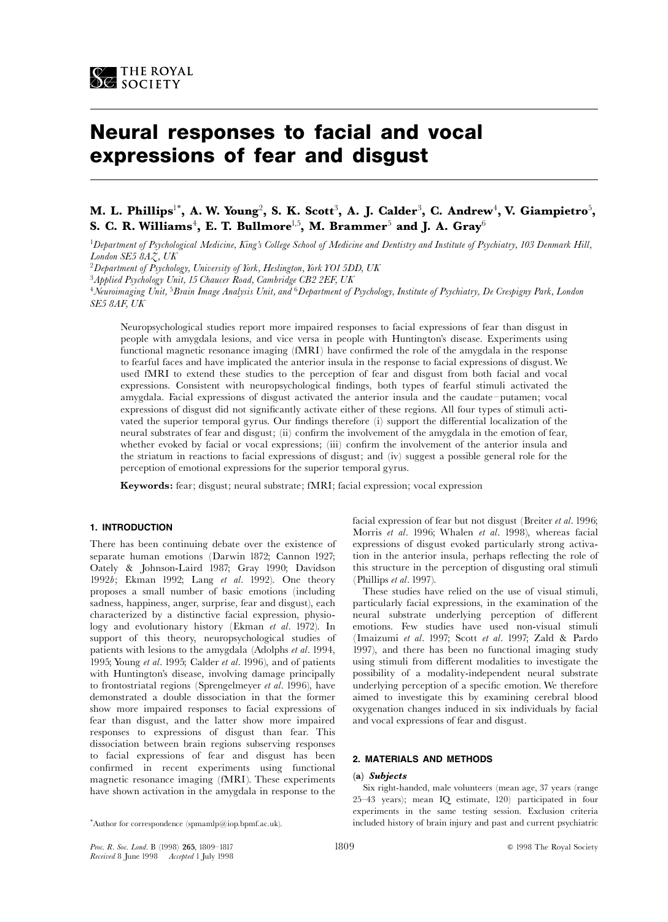# Neural responses to facial and vocal expressions of fear and disgust

**M. L. Phillips[1*], A. W. Young[2], S. K. Scott[3], A. J. Calder[3], C. Andrew[4], V. Giampietro[5], S. C. R. Williams[4], E. T. Bullmore[1,5], M. Brammer[5] and J. A. Gray[6]**

[1]*Department of Psychological Medicine, King's College School of Medicine and Dentistry and Institute of Psychiatry, 103 Denmark Hill, London SE5 8AZ, UK*

[2]*Department of Psychology, University of York, Heslington, York YO1 5DD, UK*

[3]*Applied Psychology Unit, 15 Chaucer Road, Cambridge CB2 2EF, UK*

[4]*Neuroimaging Unit,* [5]*Brain Image Analysis Unit, and* [6]*Department of Psychology, Institute of Psychiatry, De Crespigny Park, London SE5 8AF, UK*

Neuropsychological studies report more impaired responses to facial expressions of fear than disgust in people with amygdala lesions, and vice versa in people with Huntington's disease. Experiments using functional magnetic resonance imaging (fMRI) have confirmed the role of the amygdala in the response to fearful faces and have implicated the anterior insula in the response to facial expressions of disgust. We used fMRI to extend these studies to the perception of fear and disgust from both facial and vocal expressions. Consistent with neuropsychological findings, both types of fearful stimuli activated the amygdala. Facial expressions of disgust activated the anterior insula and the caudate–putamen; vocal expressions of disgust did not significantly activate either of these regions. All four types of stimuli activated the superior temporal gyrus. Our findings therefore (i) support the differential localization of the neural substrates of fear and disgust; (ii) confirm the involvement of the amygdala in the emotion of fear, whether evoked by facial or vocal expressions; (iii) confirm the involvement of the anterior insula and the striatum in reactions to facial expressions of disgust; and (iv) suggest a possible general role for the perception of emotional expressions for the superior temporal gyrus.

**Keywords:** fear; disgust; neural substrate; fMRI; facial expression; vocal expression

## 1. INTRODUCTION

There has been continuing debate over the existence of separate human emotions (Darwin 1872; Cannon 1927; Oately & Johnson-Laird 1987; Gray 1990; Davidson 1992*b*; Ekman 1992; Lang *et al*. 1992). One theory proposes a small number of basic emotions (including sadness, happiness, anger, surprise, fear and disgust), each characterized by a distinctive facial expression, physiology and evolutionary history (Ekman *et al*. 1972). In support of this theory, neuropsychological studies of patients with lesions to the amygdala (Adolphs *et al*. 1994, 1995; Young *et al*. 1995; Calder *et al*. 1996), and of patients with Huntington's disease, involving damage principally to frontostriatal regions (Sprengelmeyer *et al*. 1996), have demonstrated a double dissociation in that the former show more impaired responses to facial expressions of fear than disgust, and the latter show more impaired responses to expressions of disgust than fear. This dissociation between brain regions subserving responses to facial expressions of fear and disgust has been confirmed in recent experiments using functional magnetic resonance imaging (fMRI). These experiments have shown activation in the amygdala in response to the facial expression of fear but not disgust (Breiter *et al*. 1996; Morris *et al*. 1996; Whalen *et al*. 1998), whereas facial expressions of disgust evoked particularly strong activation in the anterior insula, perhaps reflecting the role of this structure in the perception of disgusting oral stimuli (Phillips *et al*. 1997).

These studies have relied on the use of visual stimuli, particularly facial expressions, in the examination of the neural substrate underlying perception of different emotions. Few studies have used non-visual stimuli (Imaizumi *et al*. 1997; Scott *et al*. 1997; Zald & Pardo 1997), and there has been no functional imaging study using stimuli from different modalities to investigate the possibility of a modality-independent neural substrate underlying perception of a specific emotion. We therefore aimed to investigate this by examining cerebral blood oxygenation changes induced in six individuals by facial and vocal expressions of fear and disgust.

## 2. MATERIALS AND METHODS

### (a) *Subjects*

Six right-handed, male volunteers (mean age, 37 years (range 25–43 years); mean IQ estimate, 120) participated in four experiments in the same testing session. Exclusion criteria included history of brain injury and past and current psychiatric

*Author for correspondence (spmamlp@iop.bpmf.ac.uk).

*Received* 8 June 1998 *Accepted* 1 July 1998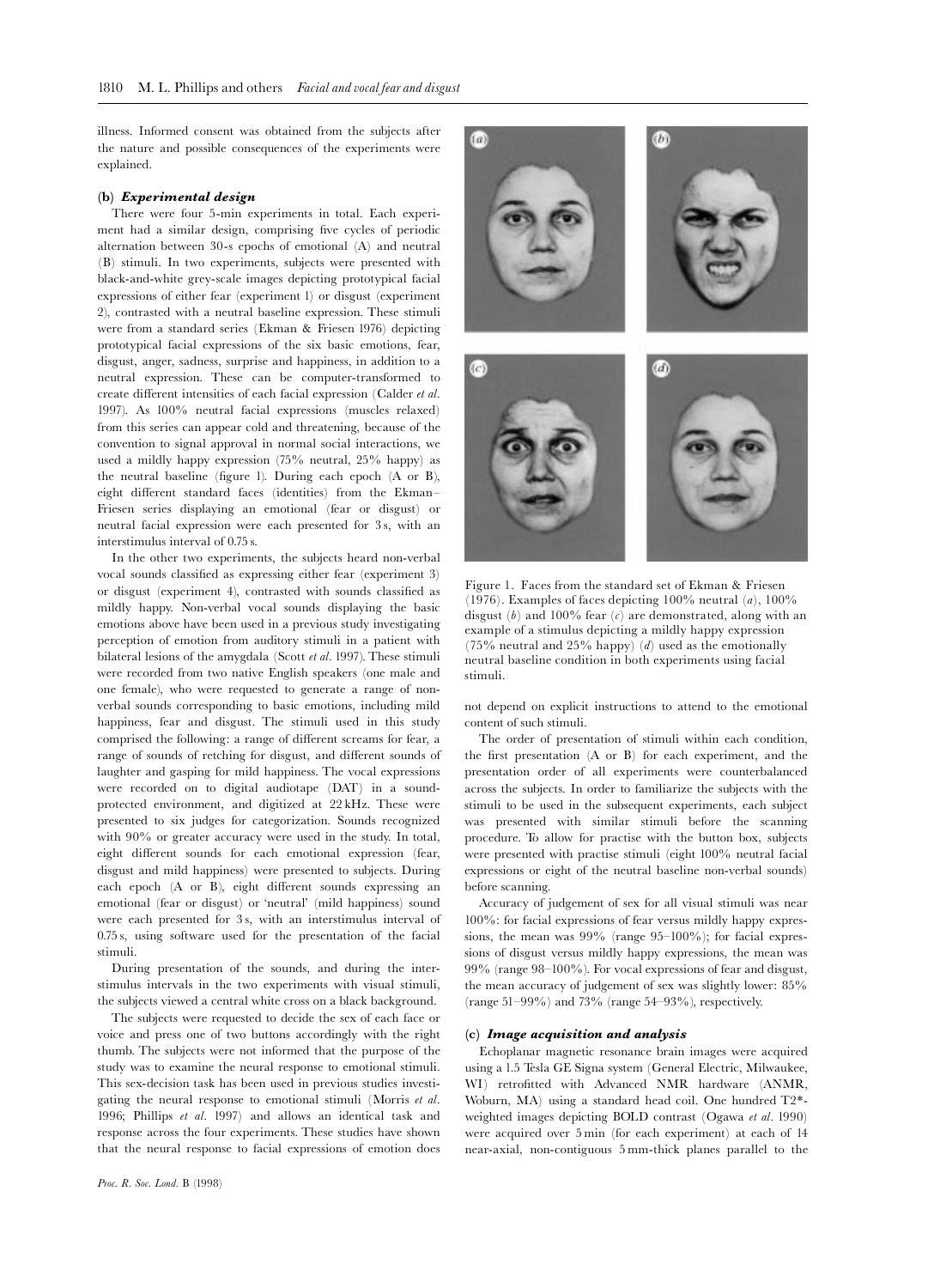illness. Informed consent was obtained from the subjects after the nature and possible consequences of the experiments were explained.

### (b) *Experimental design*

There were four 5-min experiments in total. Each experiment had a similar design, comprising five cycles of periodic alternation between 30-s epochs of emotional (A) and neutral (B) stimuli. In two experiments, subjects were presented with black-and-white grey-scale images depicting prototypical facial expressions of either fear (experiment 1) or disgust (experiment 2), contrasted with a neutral baseline expression. These stimuli were from a standard series (Ekman & Friesen 1976) depicting prototypical facial expressions of the six basic emotions, fear, disgust, anger, sadness, surprise and happiness, in addition to a neutral expression. These can be computer-transformed to create different intensities of each facial expression (Calder *et al.* 1997). As 100% neutral facial expressions (muscles relaxed) from this series can appear cold and threatening, because of the convention to signal approval in normal social interactions, we used a mildly happy expression (75% neutral, 25% happy) as the neutral baseline (figure 1). During each epoch (A or B), eight different standard faces (identities) from the Ekman–Friesen series displaying an emotional (fear or disgust) or neutral facial expression were each presented for 3 s, with an interstimulus interval of 0.75 s.

In the other two experiments, the subjects heard non-verbal vocal sounds classified as expressing either fear (experiment 3) or disgust (experiment 4), contrasted with sounds classified as mildly happy. Non-verbal vocal sounds displaying the basic emotions above have been used in a previous study investigating perception of emotion from auditory stimuli in a patient with bilateral lesions of the amygdala (Scott *et al.* 1997). These stimuli were recorded from two native English speakers (one male and one female), who were requested to generate a range of non-verbal sounds corresponding to basic emotions, including mild happiness, fear and disgust. The stimuli used in this study comprised the following: a range of different screams for fear, a range of sounds of retching for disgust, and different sounds of laughter and gasping for mild happiness. The vocal expressions were recorded on to digital audiotape (DAT) in a sound-protected environment, and digitized at 22 kHz. These were presented to six judges for categorization. Sounds recognized with 90% or greater accuracy were used in the study. In total, eight different sounds for each emotional expression (fear, disgust and mild happiness) were presented to subjects. During each epoch (A or B), eight different sounds expressing an emotional (fear or disgust) or 'neutral' (mild happiness) sound were each presented for 3 s, with an interstimulus interval of 0.75 s, using software used for the presentation of the facial stimuli.

During presentation of the sounds, and during the interstimulus intervals in the two experiments with visual stimuli, the subjects viewed a central white cross on a black background.

The subjects were requested to decide the sex of each face or voice and press one of two buttons accordingly with the right thumb. The subjects were not informed that the purpose of the study was to examine the neural response to emotional stimuli. This sex-decision task has been used in previous studies investigating the neural response to emotional stimuli (Morris *et al.* 1996; Phillips *et al.* 1997) and allows an identical task and response across the four experiments. These studies have shown that the neural response to facial expressions of emotion does not depend on explicit instructions to attend to the emotional content of such stimuli.

Figure 1. Faces from the standard set of Ekman & Friesen (1976). Examples of faces depicting 100% neutral (*a*), 100% disgust (*b*) and 100% fear (*c*) are demonstrated, along with an example of a stimulus depicting a mildly happy expression (75% neutral and 25% happy) (*d*) used as the emotionally neutral baseline condition in both experiments using facial stimuli.

The order of presentation of stimuli within each condition, the first presentation (A or B) for each experiment, and the presentation order of all experiments were counterbalanced across the subjects. In order to familiarize the subjects with the stimuli to be used in the subsequent experiments, each subject was presented with similar stimuli before the scanning procedure. To allow for practise with the button box, subjects were presented with practise stimuli (eight 100% neutral facial expressions or eight of the neutral baseline non-verbal sounds) before scanning.

Accuracy of judgement of sex for all visual stimuli was near 100%: for facial expressions of fear versus mildly happy expressions, the mean was 99% (range 95–100%); for facial expressions of disgust versus mildly happy expressions, the mean was 99% (range 98–100%). For vocal expressions of fear and disgust, the mean accuracy of judgement of sex was slightly lower: 85% (range 51–99%) and 73% (range 54–93%), respectively.

### (c) *Image acquisition and analysis*

Echoplanar magnetic resonance brain images were acquired using a 1.5 Tesla GE Signa system (General Electric, Milwaukee, WI) retrofitted with Advanced NMR hardware (ANMR, Woburn, MA) using a standard head coil. One hundred T2*-weighted images depicting BOLD contrast (Ogawa *et al.* 1990) were acquired over 5 min (for each experiment) at each of 14 near-axial, non-contiguous 5 mm-thick planes parallel to the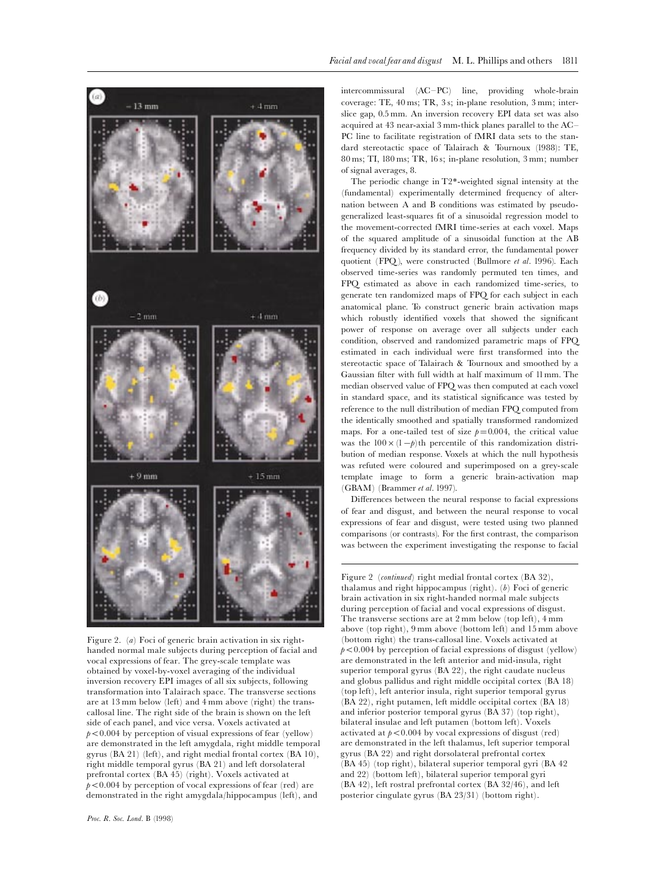Figure 2. (*a*) Foci of generic brain activation in six right-handed normal male subjects during perception of facial and vocal expressions of fear. The grey-scale template was obtained by voxel-by-voxel averaging of the individual inversion recovery EPI images of all six subjects, following transformation into Talairach space. The transverse sections are at 13 mm below (left) and 4 mm above (right) the trans-callosal line. The right side of the brain is shown on the left side of each panel, and vice versa. Voxels activated at $p<0.004$ by perception of visual expressions of fear (yellow) are demonstrated in the left amygdala, right middle temporal gyrus (BA 21) (left), and right medial frontal cortex (BA 10), right middle temporal gyrus (BA 21) and left dorsolateral prefrontal cortex (BA 45) (right). Voxels activated at $p<0.004$ by perception of vocal expressions of fear (red) are demonstrated in the right amygdala/hippocampus (left), and right medial frontal cortex (BA 32), thalamus and right hippocampus (right). (*b*) Foci of generic brain activation in six right-handed normal male subjects during perception of facial and vocal expressions of disgust. The transverse sections are at 2 mm below (top left), 4 mm above (top right), 9 mm above (bottom left) and 15 mm above (bottom right) the trans-callosal line. Voxels activated at $p<0.004$ by perception of facial expressions of disgust (yellow) are demonstrated in the left anterior and mid-insula, right superior temporal gyrus (BA 22), the right caudate nucleus and globus pallidus and right middle occipital cortex (BA 18) (top left), left anterior insula, right superior temporal gyrus (BA 22), right putamen, left middle occipital cortex (BA 18) and inferior posterior temporal gyrus (BA 37) (top right), bilateral insulae and left putamen (bottom left). Voxels activated at $p<0.004$ by vocal expressions of disgust (red) are demonstrated in the left thalamus, left superior temporal gyrus (BA 22) and right dorsolateral prefrontal cortex (BA 45) (top right), bilateral superior temporal gyri (BA 42 and 22) (bottom left), bilateral superior temporal gyri (BA 42), left rostral prefrontal cortex (BA 32/46), and left posterior cingulate gyrus (BA 23/31) (bottom right).

intercommissural (AC–PC) line, providing whole-brain coverage: TE, 40 ms; TR, 3 s; in-plane resolution, 3 mm; inter-slice gap, 0.5 mm. An inversion recovery EPI data set was also acquired at 43 near-axial 3 mm-thick planes parallel to the AC–PC line to facilitate registration of fMRI data sets to the standard stereotactic space of Talairach & Tournoux (1988): TE, 80 ms; TI, 180 ms; TR, 16 s; in-plane resolution, 3 mm; number of signal averages, 8.

The periodic change in T2*-weighted signal intensity at the (fundamental) experimentally determined frequency of alternation between A and B conditions was estimated by pseudo-generalized least-squares fit of a sinusoidal regression model to the movement-corrected fMRI time-series at each voxel. Maps of the squared amplitude of a sinusoidal function at the AB frequency divided by its standard error, the fundamental power quotient (FPQ), were constructed (Bullmore *et al*. 1996). Each observed time-series was randomly permuted ten times, and FPQ estimated as above in each randomized time-series, to generate ten randomized maps of FPQ for each subject in each anatomical plane. To construct generic brain activation maps which robustly identified voxels that showed the significant power of response on average over all subjects under each condition, observed and randomized parametric maps of FPQ estimated in each individual were first transformed into the stereotactic space of Talairach & Tournoux and smoothed by a Gaussian filter with full width at half maximum of 11 mm. The median observed value of FPQ was then computed at each voxel in standard space, and its statistical significance was tested by reference to the null distribution of median FPQ computed from the identically smoothed and spatially transformed randomized maps. For a one-tailed test of size $p=0.004$, the critical value was the $100\times(1-p)$th percentile of this randomization distribution of median response. Voxels at which the null hypothesis was refuted were coloured and superimposed on a grey-scale template image to form a generic brain-activation map (GBAM) (Brammer *et al*. 1997).

Differences between the neural response to facial expressions of fear and disgust, and between the neural response to vocal expressions of fear and disgust, were tested using two planned comparisons (or contrasts). For the first contrast, the comparison was between the experiment investigating the response to facial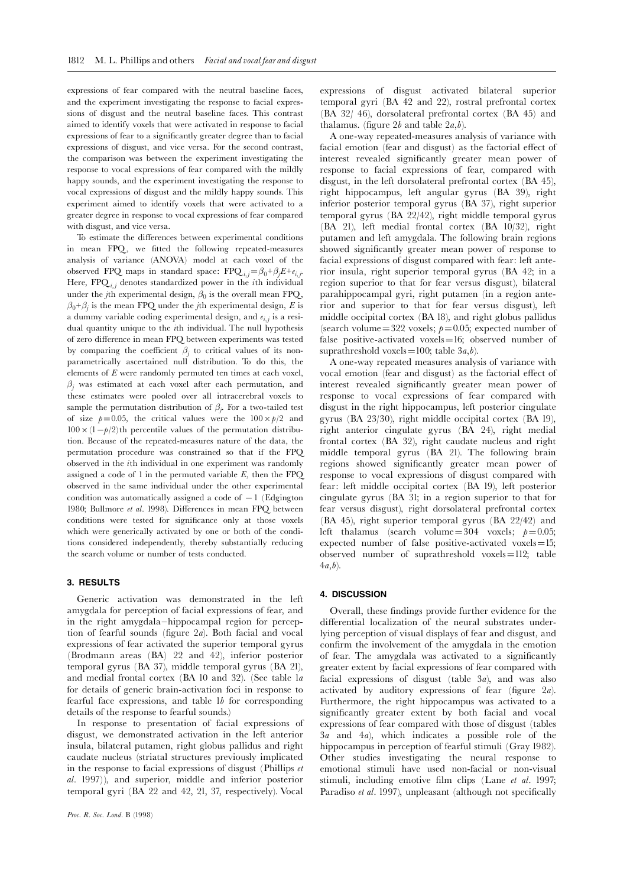expressions of fear compared with the neutral baseline faces, and the experiment investigating the response to facial expressions of disgust and the neutral baseline faces. This contrast aimed to identify voxels that were activated in response to facial expressions of fear to a significantly greater degree than to facial expressions of disgust, and vice versa. For the second contrast, the comparison was between the experiment investigating the response to vocal expressions of fear compared with the mildly happy sounds, and the experiment investigating the response to vocal expressions of disgust and the mildly happy sounds. This experiment aimed to identify voxels that were activated to a greater degree in response to vocal expressions of fear compared with disgust, and vice versa.

To estimate the differences between experimental conditions in mean FPQ, we fitted the following repeated-measures analysis of variance (ANOVA) model at each voxel of the observed FPQ maps in standard space: $FPQ_{i,j} = \beta_0 + \beta_j E + e_{i,j}$. Here, $FPQ_{i,j}$ denotes standardized power in the $i$th individual under the $j$th experimental design, $\beta_0$ is the overall mean FPQ, $\beta_0 + \beta_j$ is the mean FPQ under the $j$th experimental design, $E$ is a dummy variable coding experimental design, and $e_{i,j}$ is a residual quantity unique to the $i$th individual. The null hypothesis of zero difference in mean FPQ between experiments was tested by comparing the coefficient $\beta_j$ to critical values of its non-parametrically ascertained null distribution. To do this, the elements of $E$ were randomly permuted ten times at each voxel, $\beta_j$ was estimated at each voxel after each permutation, and these estimates were pooled over all intracerebral voxels to sample the permutation distribution of $\beta_j$. For a two-tailed test of size $p = 0.05$, the critical values were the $100 \times p/2$ and $100 \times (1 - p/2)$th percentile values of the permutation distribution. Because of the repeated-measures nature of the data, the permutation procedure was constrained so that if the FPQ observed in the $i$th individual in one experiment was randomly assigned a code of 1 in the permuted variable $E$, then the FPQ observed in the same individual under the other experimental condition was automatically assigned a code of $-1$ (Edgington 1980; Bullmore *et al*. 1998). Differences in mean FPQ between conditions were tested for significance only at those voxels which were generically activated by one or both of the conditions considered independently, thereby substantially reducing the search volume or number of tests conducted.

## 3. RESULTS

Generic activation was demonstrated in the left amygdala for perception of facial expressions of fear, and in the right amygdala–hippocampal region for perception of fearful sounds (figure 2*a*). Both facial and vocal expressions of fear activated the superior temporal gyrus (Brodmann areas (BA) 22 and 42), inferior posterior temporal gyrus (BA 37), middle temporal gyrus (BA 21), and medial frontal cortex (BA 10 and 32). (See table 1*a* for details of generic brain-activation foci in response to fearful face expressions, and table 1*b* for corresponding details of the response to fearful sounds.)

In response to presentation of facial expressions of disgust, we demonstrated activation in the left anterior insula, bilateral putamen, right globus pallidus and right caudate nucleus (striatal structures previously implicated in the response to facial expressions of disgust (Phillips *et al*. 1997)), and superior, middle and inferior posterior temporal gyri (BA 22 and 42, 21, 37, respectively). Vocal expressions of disgust activated bilateral superior temporal gyri (BA 42 and 22), rostral prefrontal cortex (BA 32/ 46), dorsolateral prefrontal cortex (BA 45) and thalamus. (figure 2*b* and table 2*a*,*b*).

A one-way repeated-measures analysis of variance with facial emotion (fear and disgust) as the factorial effect of interest revealed significantly greater mean power of response to facial expressions of fear, compared with disgust, in the left dorsolateral prefrontal cortex (BA 45), right hippocampus, left angular gyrus (BA 39), right inferior posterior temporal gyrus (BA 37), right superior temporal gyrus (BA 22/42), right middle temporal gyrus (BA 21), left medial frontal cortex (BA 10/32), right putamen and left amygdala. The following brain regions showed significantly greater mean power of response to facial expressions of disgust compared with fear: left anterior insula, right superior temporal gyrus (BA 42; in a region superior to that for fear versus disgust), bilateral parahippocampal gyri, right putamen (in a region anterior and superior to that for fear versus disgust), left middle occipital cortex (BA 18), and right globus pallidus (search volume = 322 voxels; $p = 0.05$; expected number of false positive-activated voxels = 16; observed number of suprathreshold voxels = 100; table 3*a*,*b*).

A one-way repeated measures analysis of variance with vocal emotion (fear and disgust) as the factorial effect of interest revealed significantly greater mean power of response to vocal expressions of fear compared with disgust in the right hippocampus, left posterior cingulate gyrus (BA 23/30), right middle occipital cortex (BA 19), right anterior cingulate gyrus (BA 24), right medial frontal cortex (BA 32), right caudate nucleus and right middle temporal gyrus (BA 21). The following brain regions showed significantly greater mean power of response to vocal expressions of disgust compared with fear: left middle occipital cortex (BA 19), left posterior cingulate gyrus (BA 31; in a region superior to that for fear versus disgust), right dorsolateral prefrontal cortex (BA 45), right superior temporal gyrus (BA 22/42) and left thalamus (search volume = 304 voxels; $p = 0.05$; expected number of false positive-activated voxels = 15; observed number of suprathreshold voxels = 112; table 4*a*,*b*).

## 4. DISCUSSION

Overall, these findings provide further evidence for the differential localization of the neural substrates underlying perception of visual displays of fear and disgust, and confirm the involvement of the amygdala in the emotion of fear. The amygdala was activated to a significantly greater extent by facial expressions of fear compared with facial expressions of disgust (table 3*a*), and was also activated by auditory expressions of fear (figure 2*a*). Furthermore, the right hippocampus was activated to a significantly greater extent by both facial and vocal expressions of fear compared with those of disgust (tables 3*a* and 4*a*), which indicates a possible role of the hippocampus in perception of fearful stimuli (Gray 1982). Other studies investigating the neural response to emotional stimuli have used non-facial or non-visual stimuli, including emotive film clips (Lane *et al*. 1997; Paradiso *et al*. 1997), unpleasant (although not specifically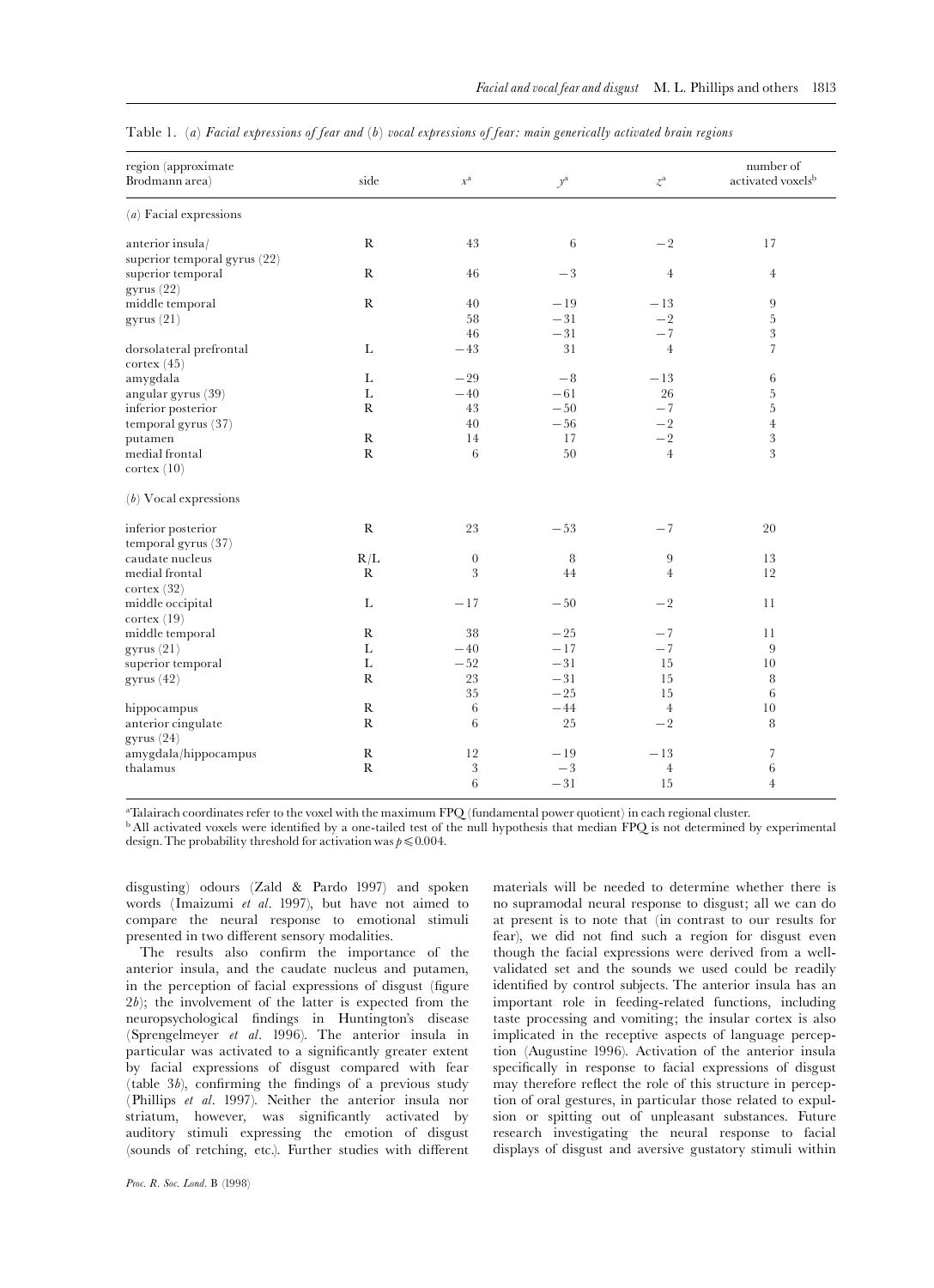Table 1. (*a*) *Facial expressions of fear and* (*b*) *vocal expressions of fear: main generically activated brain regions*

| region (approximate Brodmann area) | side | $x$[a] | $y$[a] | $z$[a] | number of activated voxels[b] |
|---|---|---|---|---|---|
| (*a*) Facial expressions | | | | | |
| anterior insula/ superior temporal gyrus (22) | R | 43 | 6 | −2 | 17 |
| superior temporal gyrus (22) | R | 46 | −3 | 4 | 4 |
| middle temporal gyrus (21) | R | 40 | −19 | −13 | 9 |
| | | 58 | −31 | −2 | 5 |
| | | 46 | −31 | −7 | 3 |
| dorsolateral prefrontal cortex (45) | L | −43 | 31 | 4 | 7 |
| amygdala | L | −29 | −8 | −13 | 6 |
| angular gyrus (39) | L | −40 | −61 | 26 | 5 |
| inferior posterior temporal gyrus (37) | R | 43 | −50 | −7 | 5 |
| | | 40 | −56 | −2 | 4 |
| putamen | R | 14 | 17 | −2 | 3 |
| medial frontal cortex (10) | R | 6 | 50 | 4 | 3 |
| (*b*) Vocal expressions | | | | | |
| inferior posterior temporal gyrus (37) | R | 23 | −53 | −7 | 20 |
| caudate nucleus | R/L | 0 | 8 | 9 | 13 |
| medial frontal cortex (32) | R | 3 | 44 | 4 | 12 |
| middle occipital cortex (19) | L | −17 | −50 | −2 | 11 |
| middle temporal gyrus (21) | R | 38 | −25 | −7 | 11 |
| | L | −40 | −17 | −7 | 9 |
| superior temporal gyrus (42) | L | −52 | −31 | 15 | 10 |
| | R | 23 | −31 | 15 | 8 |
| | | 35 | −25 | 15 | 6 |
| hippocampus | R | 6 | −44 | 4 | 10 |
| anterior cingulate gyrus (24) | R | 6 | 25 | −2 | 8 |
| amygdala/hippocampus | R | 12 | −19 | −13 | 7 |
| thalamus | R | 3 | −3 | 4 | 6 |
| | | 6 | −31 | 15 | 4 |

[a] Talairach coordinates refer to the voxel with the maximum FPQ (fundamental power quotient) in each regional cluster.
[b] All activated voxels were identified by a one-tailed test of the null hypothesis that median FPQ is not determined by experimental design. The probability threshold for activation was $p \leqslant 0.004$.

disgusting) odours (Zald & Pardo 1997) and spoken words (Imaizumi *et al*. 1997), but have not aimed to compare the neural response to emotional stimuli presented in two different sensory modalities.

The results also confirm the importance of the anterior insula, and the caudate nucleus and putamen, in the perception of facial expressions of disgust (figure 2*b*); the involvement of the latter is expected from the neuropsychological findings in Huntington's disease (Sprengelmeyer *et al*. 1996). The anterior insula in particular was activated to a significantly greater extent by facial expressions of disgust compared with fear (table 3*b*), confirming the findings of a previous study (Phillips *et al*. 1997). Neither the anterior insula nor striatum, however, was significantly activated by auditory stimuli expressing the emotion of disgust (sounds of retching, etc.). Further studies with different materials will be needed to determine whether there is no supramodal neural response to disgust; all we can do at present is to note that (in contrast to our results for fear), we did not find such a region for disgust even though the facial expressions were derived from a well-validated set and the sounds we used could be readily identified by control subjects. The anterior insula has an important role in feeding-related functions, including taste processing and vomiting; the insular cortex is also implicated in the receptive aspects of language perception (Augustine 1996). Activation of the anterior insula specifically in response to facial expressions of disgust may therefore reflect the role of this structure in perception of oral gestures, in particular those related to expulsion or spitting out of unpleasant substances. Future research investigating the neural response to facial displays of disgust and aversive gustatory stimuli within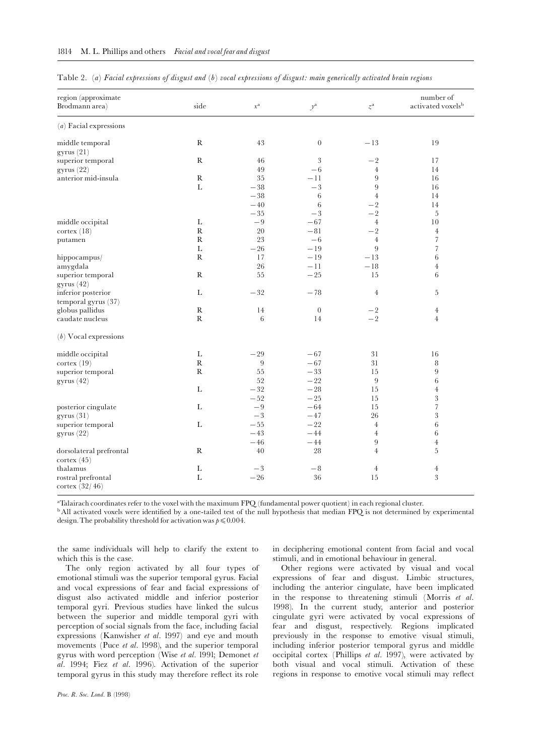Table 2. (*a*) *Facial expressions of disgust and* (*b*) *vocal expressions of disgust: main generically activated brain regions*

| region (approximate Brodmann area) | side | $x$[a] | $y$[a] | $z$[a] | number of activated voxels[b] |
|---|---|---|---|---|---|
| (*a*) Facial expressions | | | | | |
| middle temporal gyrus (21) | R | 43 | 0 | −13 | 19 |
| superior temporal gyrus (22) | R | 46 | 3 | −2 | 17 |
| | | 49 | −6 | 4 | 14 |
| anterior mid-insula | R | 35 | −11 | 9 | 16 |
| | L | −38 | −3 | 9 | 16 |
| | | −38 | 6 | 4 | 14 |
| | | −40 | 6 | −2 | 14 |
| | | −35 | −3 | −2 | 5 |
| middle occipital | L | −9 | −67 | 4 | 10 |
| cortex (18) | R | 20 | −81 | −2 | 4 |
| putamen | R | 23 | −6 | 4 | 7 |
| | L | −26 | −19 | 9 | 7 |
| hippocampus/ | R | 17 | −19 | −13 | 6 |
| amygdala | | 26 | −11 | −18 | 4 |
| superior temporal gyrus (42) | R | 55 | −25 | 15 | 6 |
| inferior posterior temporal gyrus (37) | L | −32 | −78 | 4 | 5 |
| globus pallidus | R | 14 | 0 | −2 | 4 |
| caudate nucleus | R | 6 | 14 | −2 | 4 |
| (*b*) Vocal expressions | | | | | |
| middle occipital | L | −29 | −67 | 31 | 16 |
| cortex (19) | R | 9 | −67 | 31 | 8 |
| superior temporal | R | 55 | −33 | 15 | 9 |
| gyrus (42) | | 52 | −22 | 9 | 6 |
| | L | −32 | −28 | 15 | 4 |
| | | −52 | −25 | 15 | 3 |
| posterior cingulate | L | −9 | −64 | 15 | 7 |
| gyrus (31) | | −3 | −47 | 26 | 3 |
| superior temporal | L | −55 | −22 | 4 | 6 |
| gyrus (22) | | −43 | −44 | 4 | 6 |
| | | −46 | −44 | 9 | 4 |
| dorsolateral prefrontal cortex (45) | R | 40 | 28 | 4 | 5 |
| thalamus | L | −3 | −8 | 4 | 4 |
| rostral prefrontal cortex (32/46) | L | −26 | 36 | 15 | 3 |

[a] Talairach coordinates refer to the voxel with the maximum FPQ (fundamental power quotient) in each regional cluster.
[b] All activated voxels were identified by a one-tailed test of the null hypothesis that median FPQ is not determined by experimental design. The probability threshold for activation was $p \leq 0.004$.

the same individuals will help to clarify the extent to which this is the case.

The only region activated by all four types of emotional stimuli was the superior temporal gyrus. Facial and vocal expressions of fear and facial expressions of disgust also activated middle and inferior posterior temporal gyri. Previous studies have linked the sulcus between the superior and middle temporal gyri with perception of social signals from the face, including facial expressions (Kanwisher *et al*. 1997) and eye and mouth movements (Puce *et al*. 1998), and the superior temporal gyrus with word perception (Wise *et al*. 1991; Demonet *et al*. 1994; Fiez *et al*. 1996). Activation of the superior temporal gyrus in this study may therefore reflect its role in deciphering emotional content from facial and vocal stimuli, and in emotional behaviour in general.

Other regions were activated by visual and vocal expressions of fear and disgust. Limbic structures, including the anterior cingulate, have been implicated in the response to threatening stimuli (Morris *et al*. 1998). In the current study, anterior and posterior cingulate gyri were activated by vocal expressions of fear and disgust, respectively. Regions implicated previously in the response to emotive visual stimuli, including inferior posterior temporal gyrus and middle occipital cortex (Phillips *et al*. 1997), were activated by both visual and vocal stimuli. Activation of these regions in response to emotive vocal stimuli may reflect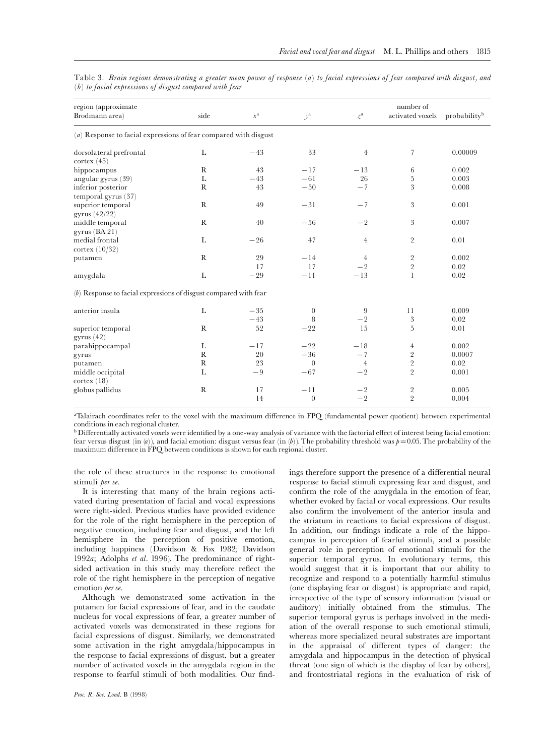Table 3. *Brain regions demonstrating a greater mean power of response (a) to facial expressions of fear compared with disgust, and (b) to facial expressions of disgust compared with fear*

| region (approximate Brodmann area) | side | $x$[a] | $y$[a] | $z$[a] | number of activated voxels | probability[b] |
|---|---|---|---|---|---|---|
| *(a)* Response to facial expressions of fear compared with disgust | | | | | | |
| dorsolateral prefrontal cortex (45) | L | −43 | 33 | 4 | 7 | 0.00009 |
| hippocampus | R | 43 | −17 | −13 | 6 | 0.002 |
| angular gyrus (39) | L | −43 | −61 | 26 | 5 | 0.003 |
| inferior posterior temporal gyrus (37) | R | 43 | −50 | −7 | 3 | 0.008 |
| superior temporal gyrus (42/22) | R | 49 | −31 | −7 | 3 | 0.001 |
| middle temporal gyrus (BA 21) | R | 40 | −56 | −2 | 3 | 0.007 |
| medial frontal cortex (10/32) | L | −26 | 47 | 4 | 2 | 0.01 |
| putamen | R | 29 | −14 | 4 | 2 | 0.002 |
| | | 17 | 17 | −2 | 2 | 0.02 |
| amygdala | L | −29 | −11 | −13 | 1 | 0.02 |
| *(b)* Response to facial expressions of disgust compared with fear | | | | | | |
| anterior insula | L | −35 | 0 | 9 | 11 | 0.009 |
| | | −43 | 8 | −2 | 3 | 0.02 |
| superior temporal gyrus (42) | R | 52 | −22 | 15 | 5 | 0.01 |
| parahippocampal | L | −17 | −22 | −18 | 4 | 0.002 |
| gyrus | R | 20 | −36 | −7 | 2 | 0.0007 |
| putamen | R | 23 | 0 | 4 | 2 | 0.02 |
| middle occipital cortex (18) | L | −9 | −67 | −2 | 2 | 0.001 |
| globus pallidus | R | 17 | −11 | −2 | 2 | 0.005 |
| | | 14 | 0 | −2 | 2 | 0.004 |

[a] Talairach coordinates refer to the voxel with the maximum difference in FPQ (fundamental power quotient) between experimental conditions in each regional cluster.

[b] Differentially activated voxels were identified by a one-way analysis of variance with the factorial effect of interest being facial emotion: fear versus disgust (in *(a)*), and facial emotion: disgust versus fear (in *(b)*). The probability threshold was $p = 0.05$. The probability of the maximum difference in FPQ between conditions is shown for each regional cluster.

the role of these structures in the response to emotional stimuli *per se*.

It is interesting that many of the brain regions activated during presentation of facial and vocal expressions were right-sided. Previous studies have provided evidence for the role of the right hemisphere in the perception of negative emotion, including fear and disgust, and the left hemisphere in the perception of positive emotion, including happiness (Davidson & Fox 1982; Davidson 1992*a*; Adolphs *et al*. 1996). The predominance of right-sided activation in this study may therefore reflect the role of the right hemisphere in the perception of negative emotion *per se*.

Although we demonstrated some activation in the putamen for facial expressions of fear, and in the caudate nucleus for vocal expressions of fear, a greater number of activated voxels was demonstrated in these regions for facial expressions of disgust. Similarly, we demonstrated some activation in the right amygdala/hippocampus in the response to facial expressions of disgust, but a greater number of activated voxels in the amygdala region in the response to fearful stimuli of both modalities. Our findings therefore support the presence of a differential neural response to facial stimuli expressing fear and disgust, and confirm the role of the amygdala in the emotion of fear, whether evoked by facial or vocal expressions. Our results also confirm the involvement of the anterior insula and the striatum in reactions to facial expressions of disgust. In addition, our findings indicate a role of the hippocampus in perception of fearful stimuli, and a possible general role in perception of emotional stimuli for the superior temporal gyrus. In evolutionary terms, this would suggest that it is important that our ability to recognize and respond to a potentially harmful stimulus (one displaying fear or disgust) is appropriate and rapid, irrespective of the type of sensory information (visual or auditory) initially obtained from the stimulus. The superior temporal gyrus is perhaps involved in the mediation of the overall response to such emotional stimuli, whereas more specialized neural substrates are important in the appraisal of different types of danger: the amygdala and hippocampus in the detection of physical threat (one sign of which is the display of fear by others), and frontostriatal regions in the evaluation of risk of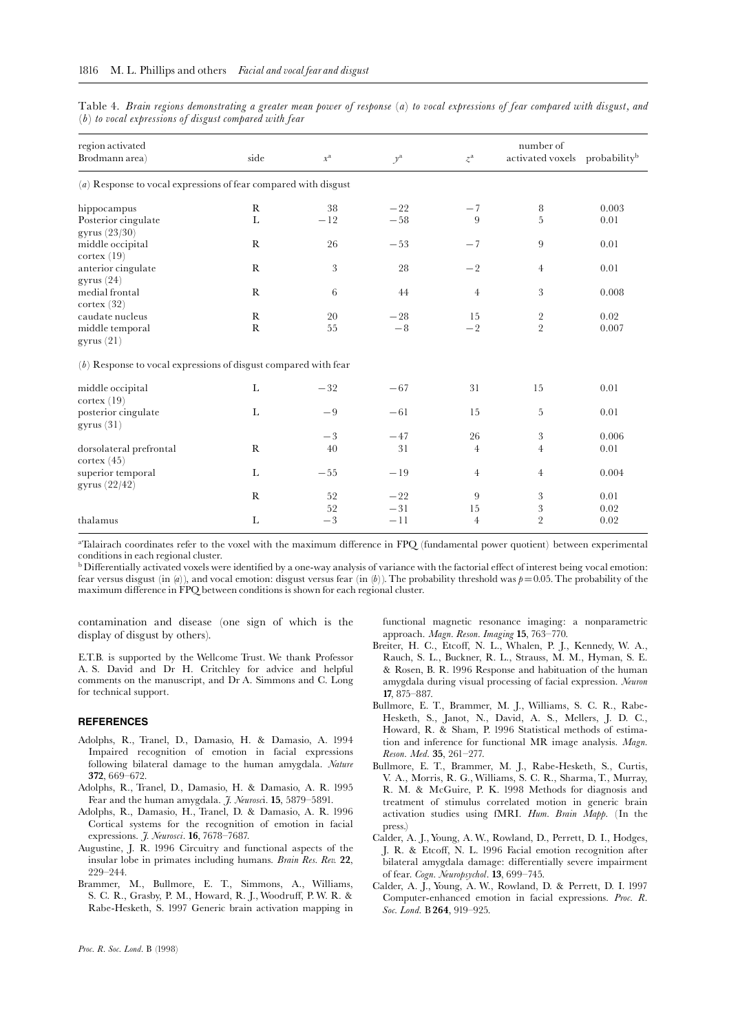Table 4. *Brain regions demonstrating a greater mean power of response (a) to vocal expressions of fear compared with disgust, and (b) to vocal expressions of disgust compared with fear*

| region activated Brodmann area) | side | $x$[a] | $y$[a] | $z$[a] | number of activated voxels | probability[b] |
|---|---|---|---|---|---|---|
| (*a*) Response to vocal expressions of fear compared with disgust | | | | | | |
| hippocampus | R | 38 | −22 | −7 | 8 | 0.003 |
| Posterior cingulate gyrus (23/30) | L | −12 | −58 | 9 | 5 | 0.01 |
| middle occipital cortex (19) | R | 26 | −53 | −7 | 9 | 0.01 |
| anterior cingulate gyrus (24) | R | 3 | 28 | −2 | 4 | 0.01 |
| medial frontal cortex (32) | R | 6 | 44 | 4 | 3 | 0.008 |
| caudate nucleus | R | 20 | −28 | 15 | 2 | 0.02 |
| middle temporal gyrus (21) | R | 55 | −8 | −2 | 2 | 0.007 |
| (*b*) Response to vocal expressions of disgust compared with fear | | | | | | |
| middle occipital cortex (19) | L | −32 | −67 | 31 | 15 | 0.01 |
| posterior cingulate gyrus (31) | L | −9 | −61 | 15 | 5 | 0.01 |
| | | −3 | −47 | 26 | 3 | 0.006 |
| dorsolateral prefrontal cortex (45) | R | 40 | 31 | 4 | 4 | 0.01 |
| superior temporal gyrus (22/42) | L | −55 | −19 | 4 | 4 | 0.004 |
| | R | 52 | −22 | 9 | 3 | 0.01 |
| | | 52 | −31 | 15 | 3 | 0.02 |
| thalamus | L | −3 | −11 | 4 | 2 | 0.02 |

[a]Talairach coordinates refer to the voxel with the maximum difference in FPQ (fundamental power quotient) between experimental conditions in each regional cluster.

[b] Differentially activated voxels were identified by a one-way analysis of variance with the factorial effect of interest being vocal emotion: fear versus disgust (in (*a*)), and vocal emotion: disgust versus fear (in (*b*)). The probability threshold was $p = 0.05$. The probability of the maximum difference in FPQ between conditions is shown for each regional cluster.

contamination and disease (one sign of which is the display of disgust by others).

E.T.B. is supported by the Wellcome Trust. We thank Professor A. S. David and Dr H. Critchley for advice and helpful comments on the manuscript, and Dr A. Simmons and C. Long for technical support.

## REFERENCES

- Adolphs, R., Tranel, D., Damasio, H. & Damasio, A. 1994 Impaired recognition of emotion in facial expressions following bilateral damage to the human amygdala. *Nature* **372**, 669–672.
- Adolphs, R., Tranel, D., Damasio, H. & Damasio, A. R. 1995 Fear and the human amygdala. *J. Neurosci*. **15**, 5879–5891.
- Adolphs, R., Damasio, H., Tranel, D. & Damasio, A. R. 1996 Cortical systems for the recognition of emotion in facial expressions. *J. Neurosci.* **16**, 7678–7687.
- Augustine, J. R. 1996 Circuitry and functional aspects of the insular lobe in primates including humans. *Brain Res. Rev.* **22**, 229–244.
- Brammer, M., Bullmore, E. T., Simmons, A., Williams, S. C. R., Grasby, P. M., Howard, R. J., Woodruff, P. W. R. & Rabe-Hesketh, S. 1997 Generic brain activation mapping in functional magnetic resonance imaging: a nonparametric approach. *Magn. Reson. Imaging* **15**, 763–770.
- Breiter, H. C., Etcoff, N. L., Whalen, P. J., Kennedy, W. A., Rauch, S. L., Buckner, R. L., Strauss, M. M., Hyman, S. E. & Rosen, B. R. 1996 Response and habituation of the human amygdala during visual processing of facial expression. *Neuron* **17**, 875–887.
- Bullmore, E. T., Brammer, M. J., Williams, S. C. R., Rabe-Hesketh, S., Janot, N., David, A. S., Mellers, J. D. C., Howard, R. & Sham, P. 1996 Statistical methods of estimation and inference for functional MR image analysis. *Magn. Reson. Med.* **35**, 261–277.
- Bullmore, E. T., Brammer, M. J., Rabe-Hesketh, S., Curtis, V. A., Morris, R. G., Williams, S. C. R., Sharma, T., Murray, R. M. & McGuire, P. K. 1998 Methods for diagnosis and treatment of stimulus correlated motion in generic brain activation studies using fMRI. *Hum. Brain Mapp.* (In the press.)
- Calder, A. J., Young, A. W., Rowland, D., Perrett, D. I., Hodges, J. R. & Etcoff, N. L. 1996 Facial emotion recognition after bilateral amygdala damage: differentially severe impairment of fear. *Cogn. Neuropsychol*. **13**, 699–745.
- Calder, A. J., Young, A. W., Rowland, D. & Perrett, D. I. 1997 Computer-enhanced emotion in facial expressions. *Proc. R. Soc. Lond.* B **264**, 919–925.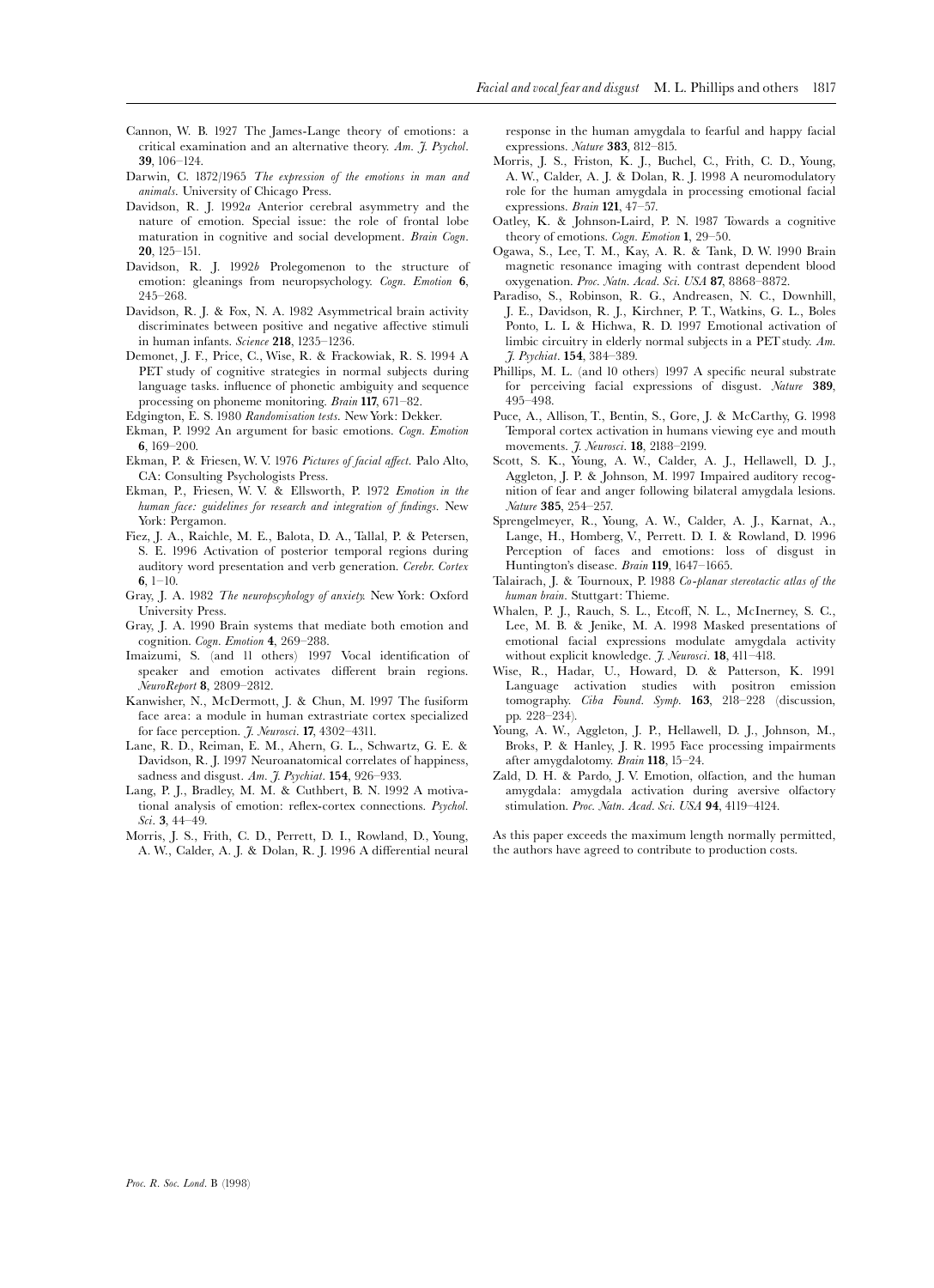Cannon, W. B. 1927 The James-Lange theory of emotions: a critical examination and an alternative theory. *Am. J. Psychol.* **39**, 106–124.

Darwin, C. 1872/1965 *The expression of the emotions in man and animals*. University of Chicago Press.

Davidson, R. J. 1992*a* Anterior cerebral asymmetry and the nature of emotion. Special issue: the role of frontal lobe maturation in cognitive and social development. *Brain Cogn.* **20**, 125–151.

Davidson, R. J. 1992*b* Prolegomenon to the structure of emotion: gleanings from neuropsychology. *Cogn. Emotion* **6**, 245–268.

Davidson, R. J. & Fox, N. A. 1982 Asymmetrical brain activity discriminates between positive and negative affective stimuli in human infants. *Science* **218**, 1235–1236.

Demonet, J. F., Price, C., Wise, R. & Frackowiak, R. S. 1994 A PET study of cognitive strategies in normal subjects during language tasks. influence of phonetic ambiguity and sequence processing on phoneme monitoring. *Brain* **117**, 671–82.

Edgington, E. S. 1980 *Randomisation tests*. New York: Dekker.

Ekman, P. 1992 An argument for basic emotions. *Cogn. Emotion* **6**, 169–200.

Ekman, P. & Friesen, W. V. 1976 *Pictures of facial affect*. Palo Alto, CA: Consulting Psychologists Press.

Ekman, P., Friesen, W. V. & Ellsworth, P. 1972 *Emotion in the human face: guidelines for research and integration of findings*. New York: Pergamon.

Fiez, J. A., Raichle, M. E., Balota, D. A., Tallal, P. & Petersen, S. E. 1996 Activation of posterior temporal regions during auditory word presentation and verb generation. *Cerebr. Cortex* **6**, 1–10.

Gray, J. A. 1982 *The neuropscyhology of anxiety*. New York: Oxford University Press.

Gray, J. A. 1990 Brain systems that mediate both emotion and cognition. *Cogn. Emotion* **4**, 269–288.

Imaizumi, S. (and 11 others) 1997 Vocal identification of speaker and emotion activates different brain regions. *NeuroReport* **8**, 2809–2812.

Kanwisher, N., McDermott, J. & Chun, M. 1997 The fusiform face area: a module in human extrastriate cortex specialized for face perception. *J. Neurosci.* **17**, 4302–4311.

Lane, R. D., Reiman, E. M., Ahern, G. L., Schwartz, G. E. & Davidson, R. J. 1997 Neuroanatomical correlates of happiness, sadness and disgust. *Am. J. Psychiat.* **154**, 926–933.

Lang, P. J., Bradley, M. M. & Cuthbert, B. N. 1992 A motivational analysis of emotion: reflex-cortex connections. *Psychol. Sci.* **3**, 44–49.

Morris, J. S., Frith, C. D., Perrett, D. I., Rowland, D., Young, A. W., Calder, A. J. & Dolan, R. J. 1996 A differential neural response in the human amygdala to fearful and happy facial expressions. *Nature* **383**, 812–815.

Morris, J. S., Friston, K. J., Buchel, C., Frith, C. D., Young, A. W., Calder, A. J. & Dolan, R. J. 1998 A neuromodulatory role for the human amygdala in processing emotional facial expressions. *Brain* **121**, 47–57.

Oatley, K. & Johnson-Laird, P. N. 1987 Towards a cognitive theory of emotions. *Cogn. Emotion* **1**, 29–50.

Ogawa, S., Lee, T. M., Kay, A. R. & Tank, D. W. 1990 Brain magnetic resonance imaging with contrast dependent blood oxygenation. *Proc. Natn. Acad. Sci. USA* **87**, 8868–8872.

Paradiso, S., Robinson, R. G., Andreasen, N. C., Downhill, J. E., Davidson, R. J., Kirchner, P. T., Watkins, G. L., Boles Ponto, L. L & Hichwa, R. D. 1997 Emotional activation of limbic circuitry in elderly normal subjects in a PET study. *Am. J. Psychiat.* **154**, 384–389.

Phillips, M. L. (and 10 others) 1997 A specific neural substrate for perceiving facial expressions of disgust. *Nature* **389**, 495–498.

Puce, A., Allison, T., Bentin, S., Gore, J. & McCarthy, G. 1998 Temporal cortex activation in humans viewing eye and mouth movements. *J. Neurosci.* **18**, 2188–2199.

Scott, S. K., Young, A. W., Calder, A. J., Hellawell, D. J., Aggleton, J. P. & Johnson, M. 1997 Impaired auditory recognition of fear and anger following bilateral amygdala lesions. *Nature* **385**, 254–257.

Sprengelmeyer, R., Young, A. W., Calder, A. J., Karnat, A., Lange, H., Homberg, V., Perrett. D. I. & Rowland, D. 1996 Perception of faces and emotions: loss of disgust in Huntington's disease. *Brain* **119**, 1647–1665.

Talairach, J. & Tournoux, P. 1988 *Co-planar stereotactic atlas of the human brain*. Stuttgart: Thieme.

Whalen, P. J., Rauch, S. L., Etcoff, N. L., McInerney, S. C., Lee, M. B. & Jenike, M. A. 1998 Masked presentations of emotional facial expressions modulate amygdala activity without explicit knowledge. *J. Neurosci.* **18**, 411–418.

Wise, R., Hadar, U., Howard, D. & Patterson, K. 1991 Language activation studies with positron emission tomography. *Ciba Found. Symp.* **163**, 218–228 (discussion, pp. 228–234).

Young, A. W., Aggleton, J. P., Hellawell, D. J., Johnson, M., Broks, P. & Hanley, J. R. 1995 Face processing impairments after amygdalotomy. *Brain* **118**, 15–24.

Zald, D. H. & Pardo, J. V. Emotion, olfaction, and the human amygdala: amygdala activation during aversive olfactory stimulation. *Proc. Natn. Acad. Sci. USA* **94**, 4119–4124.

As this paper exceeds the maximum length normally permitted, the authors have agreed to contribute to production costs.